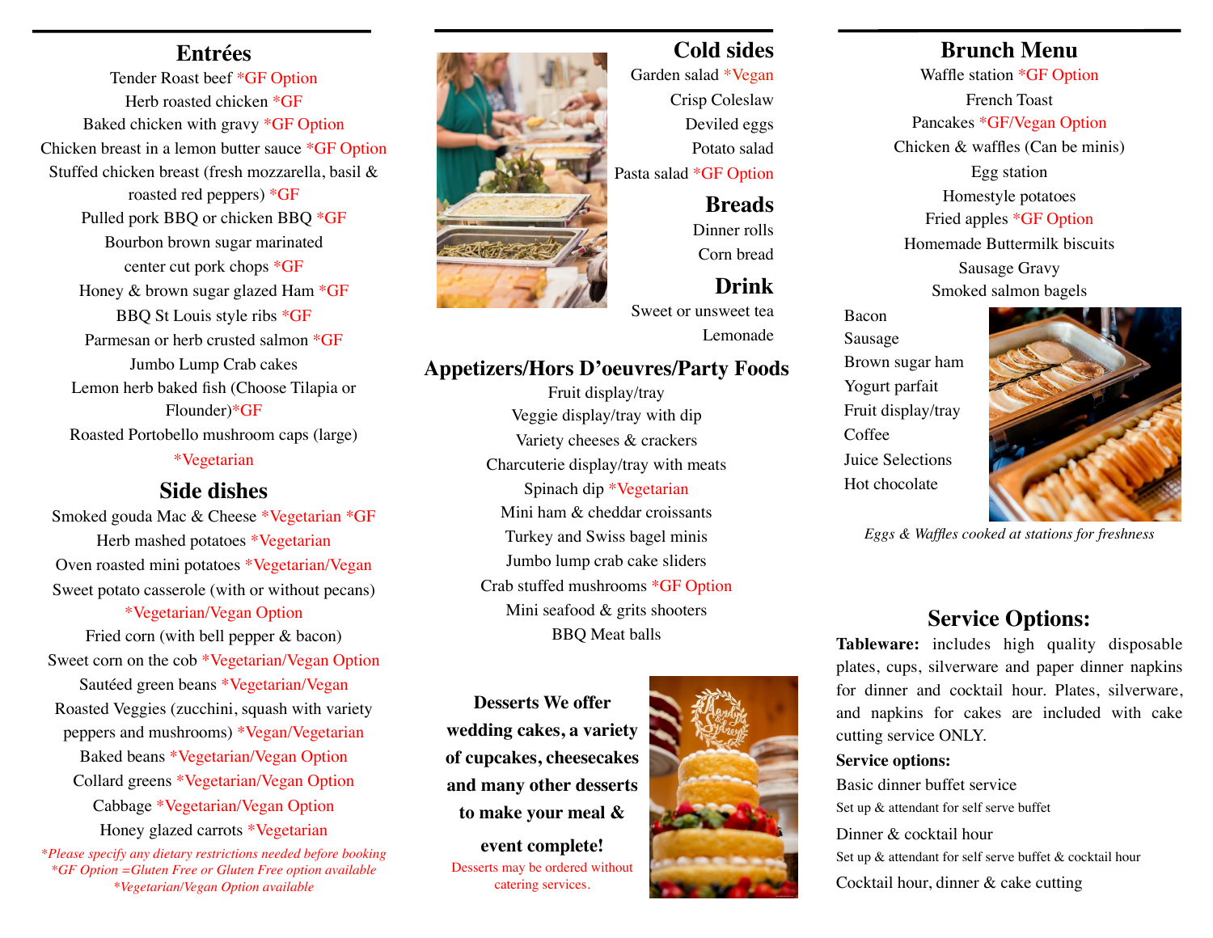## Entrées

Tender Roast beef *GF Option

Herb roasted chicken *GF

Baked chicken with gravy *GF Option

Chicken breast in a lemon butter sauce *GF Option

Stuffed chicken breast (fresh mozzarella, basil & roasted red peppers) *GF

Pulled pork BBQ or chicken BBQ *GF

Bourbon brown sugar marinated center cut pork chops *GF

Honey & brown sugar glazed Ham *GF

BBQ St Louis style ribs *GF

Parmesan or herb crusted salmon *GF

Jumbo Lump Crab cakes

Lemon herb baked fish (Choose Tilapia or Flounder)*GF

Roasted Portobello mushroom caps (large) *Vegetarian

## Side dishes

Smoked gouda Mac & Cheese *Vegetarian *GF

Herb mashed potatoes *Vegetarian

Oven roasted mini potatoes *Vegetarian/Vegan

Sweet potato casserole (with or without pecans) *Vegetarian/Vegan Option

Fried corn (with bell pepper & bacon)

Sweet corn on the cob *Vegetarian/Vegan Option

Sautéed green beans *Vegetarian/Vegan

Roasted Veggies (zucchini, squash with variety peppers and mushrooms) *Vegan/Vegetarian

Baked beans *Vegetarian/Vegan Option

Collard greens *Vegetarian/Vegan Option

Cabbage *Vegetarian/Vegan Option

Honey glazed carrots *Vegetarian

*\*Please specify any dietary restrictions needed before booking*
*\*GF Option =Gluten Free or Gluten Free option available*
*\*Vegetarian/Vegan Option available*

## Cold sides

Garden salad *Vegan

Crisp Coleslaw

Deviled eggs

Potato salad

Pasta salad *GF Option

## Breads

Dinner rolls

Corn bread

## Drink

Sweet or unsweet tea

Lemonade

## Appetizers/Hors D'oeuvres/Party Foods

Fruit display/tray

Veggie display/tray with dip

Variety cheeses & crackers

Charcuterie display/tray with meats

Spinach dip *Vegetarian

Mini ham & cheddar croissants

Turkey and Swiss bagel minis

Jumbo lump crab cake sliders

Crab stuffed mushrooms *GF Option

Mini seafood & grits shooters

BBQ Meat balls

**Desserts We offer wedding cakes, a variety of cupcakes, cheesecakes and many other desserts to make your meal & event complete!**

Desserts may be ordered without catering services.

## Brunch Menu

Waffle station *GF Option

French Toast

Pancakes *GF/Vegan Option

Chicken & waffles (Can be minis)

Egg station

Homestyle potatoes

Fried apples *GF Option

Homemade Buttermilk biscuits

Sausage Gravy

Smoked salmon bagels

Bacon

Sausage

Brown sugar ham

Yogurt parfait

Fruit display/tray

Coffee

Juice Selections

Hot chocolate

*Eggs & Waffles cooked at stations for freshness*

## Service Options:

**Tableware:** includes high quality disposable plates, cups, silverware and paper dinner napkins for dinner and cocktail hour. Plates, silverware, and napkins for cakes are included with cake cutting service ONLY.

**Service options:**

Basic dinner buffet service

Set up & attendant for self serve buffet

Dinner & cocktail hour

Set up & attendant for self serve buffet & cocktail hour

Cocktail hour, dinner & cake cutting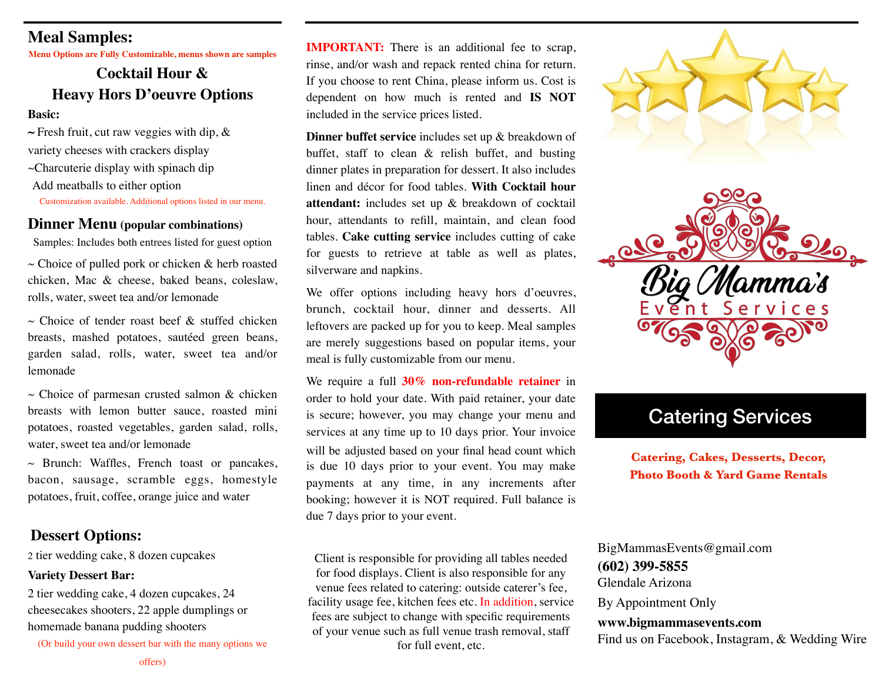## Meal Samples:

Menu Options are Fully Customizable, menus shown are samples

### Cocktail Hour & Heavy Hors D'oeuvre Options

**Basic:**

~ Fresh fruit, cut raw veggies with dip, & variety cheeses with crackers display

~Charcuterie display with spinach dip

Add meatballs to either option

Customization available. Additional options listed in our menu.

## Dinner Menu (popular combinations)

Samples: Includes both entrees listed for guest option

~ Choice of pulled pork or chicken & herb roasted chicken, Mac & cheese, baked beans, coleslaw, rolls, water, sweet tea and/or lemonade

~ Choice of tender roast beef & stuffed chicken breasts, mashed potatoes, sautéed green beans, garden salad, rolls, water, sweet tea and/or lemonade

~ Choice of parmesan crusted salmon & chicken breasts with lemon butter sauce, roasted mini potatoes, roasted vegetables, garden salad, rolls, water, sweet tea and/or lemonade

~ Brunch: Waffles, French toast or pancakes, bacon, sausage, scramble eggs, homestyle potatoes, fruit, coffee, orange juice and water

## Dessert Options:

2 tier wedding cake, 8 dozen cupcakes

**Variety Dessert Bar:**

2 tier wedding cake, 4 dozen cupcakes, 24 cheesecakes shooters, 22 apple dumplings or homemade banana pudding shooters

(Or build your own dessert bar with the many options we offers)

**IMPORTANT:** There is an additional fee to scrap, rinse, and/or wash and repack rented china for return. If you choose to rent China, please inform us. Cost is dependent on how much is rented and **IS NOT** included in the service prices listed.

**Dinner buffet service** includes set up & breakdown of buffet, staff to clean & relish buffet, and busting dinner plates in preparation for dessert. It also includes linen and décor for food tables. **With Cocktail hour attendant:** includes set up & breakdown of cocktail hour, attendants to refill, maintain, and clean food tables. **Cake cutting service** includes cutting of cake for guests to retrieve at table as well as plates, silverware and napkins.

We offer options including heavy hors d'oeuvres, brunch, cocktail hour, dinner and desserts. All leftovers are packed up for you to keep. Meal samples are merely suggestions based on popular items, your meal is fully customizable from our menu.

We require a full **30% non-refundable retainer** in order to hold your date. With paid retainer, your date is secure; however, you may change your menu and services at any time up to 10 days prior. Your invoice will be adjusted based on your final head count which is due 10 days prior to your event. You may make payments at any time, in any increments after booking; however it is NOT required. Full balance is due 7 days prior to your event.

Client is responsible for providing all tables needed for food displays. Client is also responsible for any venue fees related to catering: outside caterer's fee, facility usage fee, kitchen fees etc. In addition, service fees are subject to change with specific requirements of your venue such as full venue trash removal, staff for full event, etc.

Big Mamma's
Event Services

## Catering Services

**Catering, Cakes, Desserts, Decor, Photo Booth & Yard Game Rentals**

BigMammasEvents@gmail.com
**(602) 399-5855**
Glendale Arizona
By Appointment Only
**www.bigmammasevents.com**
Find us on Facebook, Instagram, & Wedding Wire